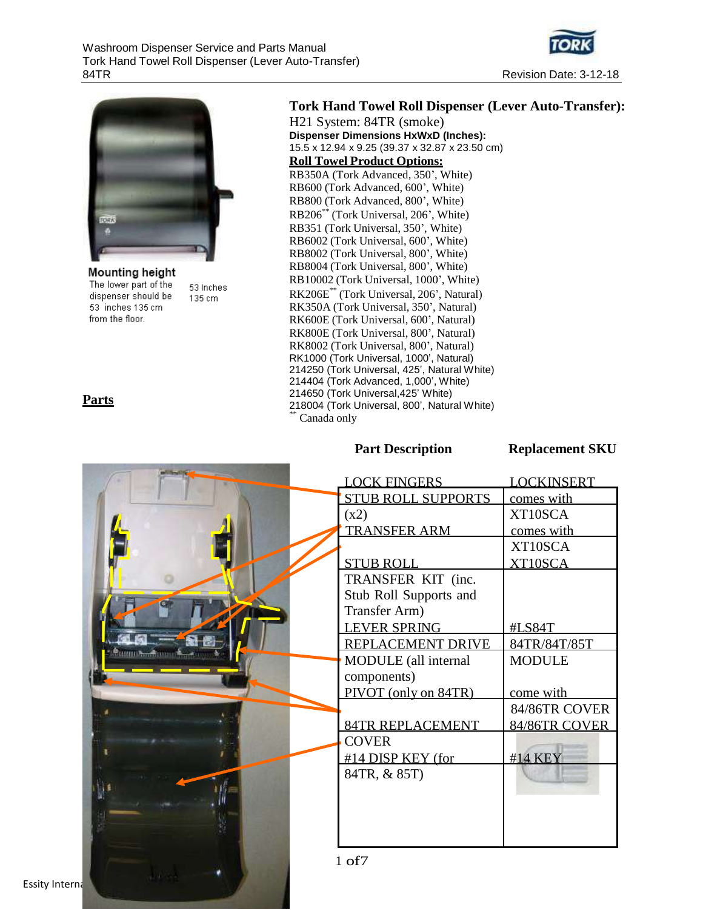Washroom Dispenser Service and Parts Manual
Tork Hand Towel Roll Dispenser (Lever Auto-Transfer)
84TR

Revision Date: 3-12-18

**Mounting height**
The lower part of the dispenser should be 53 inches 135 cm from the floor.

53 Inches
135 cm

# Tork Hand Towel Roll Dispenser (Lever Auto-Transfer):

H21 System: 84TR (smoke)

**Dispenser Dimensions HxWxD (Inches):**
15.5 x 12.94 x 9.25 (39.37 x 32.87 x 23.50 cm)

**Roll Towel Product Options:**

RB350A (Tork Advanced, 350', White)
RB600 (Tork Advanced, 600', White)
RB800 (Tork Advanced, 800', White)
RB206** (Tork Universal, 206', White)
RB351 (Tork Universal, 350', White)
RB6002 (Tork Universal, 600', White)
RB8002 (Tork Universal, 800', White)
RB8004 (Tork Universal, 800', White)
RB10002 (Tork Universal, 1000', White)
RK206E** (Tork Universal, 206', Natural)
RK350A (Tork Universal, 350', Natural)
RK600E (Tork Universal, 600', Natural)
RK800E (Tork Universal, 800', Natural)
RK8002 (Tork Universal, 800', Natural)
RK1000 (Tork Universal, 1000', Natural)
214250 (Tork Universal, 425', Natural White)
214404 (Tork Advanced, 1,000', White)
214650 (Tork Universal,425' White)
218004 (Tork Universal, 800', Natural White)
** Canada only

## Parts

| Part Description | Replacement SKU |
|---|---|
| LOCK FINGERS | LOCKINSERT |
| STUB ROLL SUPPORTS (x2) | comes with XT10SCA |
| TRANSFER ARM | comes with XT10SCA |
| STUB ROLL | XT10SCA |
| TRANSFER KIT (inc. Stub Roll Supports and Transfer Arm) | |
| LEVER SPRING | #LS84T |
| REPLACEMENT DRIVE MODULE (all internal components) | 84TR/84T/85T MODULE |
| PIVOT (only on 84TR) | come with 84/86TR COVER |
| 84TR REPLACEMENT COVER | 84/86TR COVER |
| #14 DISP KEY (for 84TR, & 85T) | #14 KEY |

Essity Internal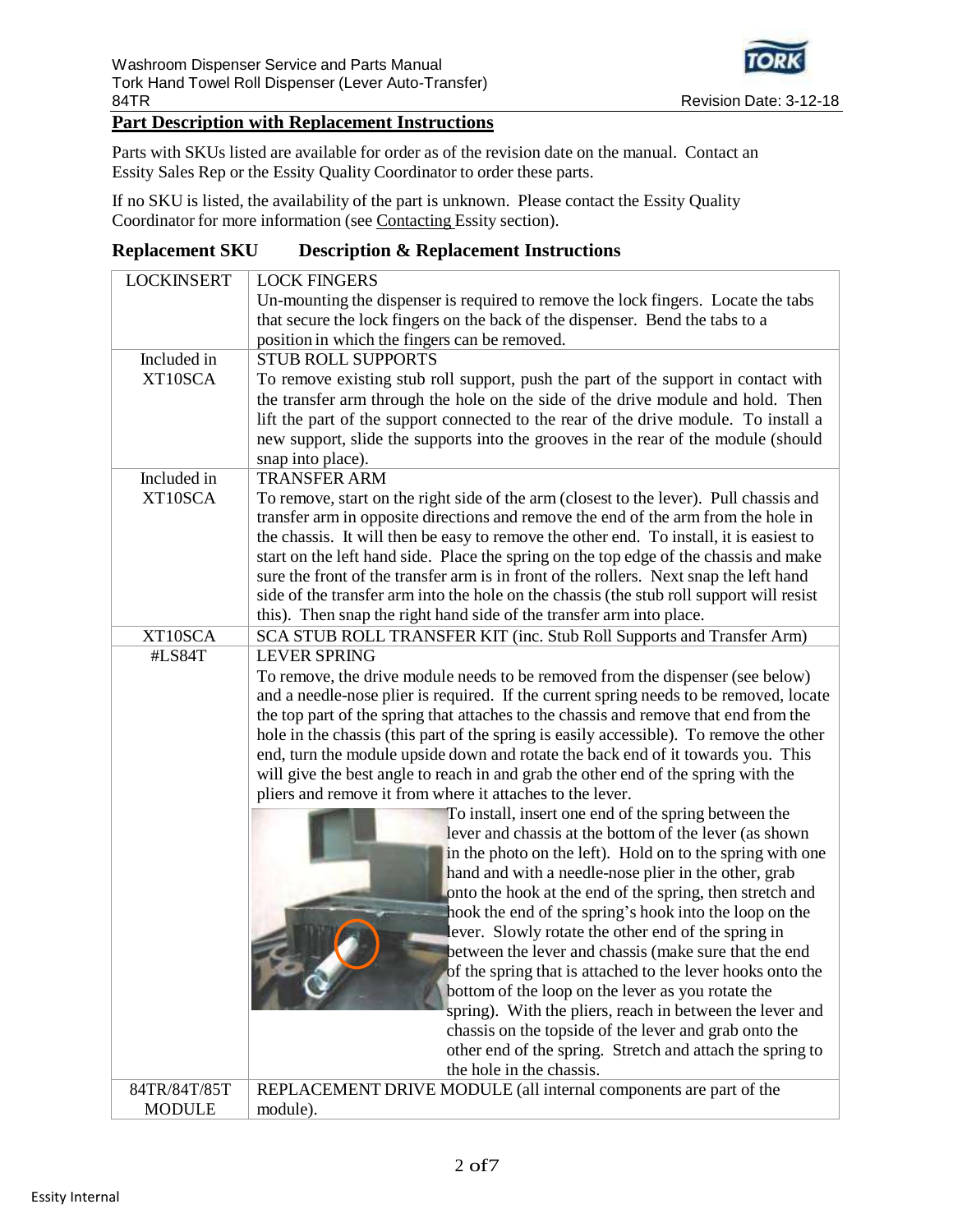## Part Description with Replacement Instructions

Parts with SKUs listed are available for order as of the revision date on the manual. Contact an Essity Sales Rep or the Essity Quality Coordinator to order these parts.

If no SKU is listed, the availability of the part is unknown. Please contact the Essity Quality Coordinator for more information (see Contacting Essity section).

| Replacement SKU | Description & Replacement Instructions |
| --- | --- |
| LOCKINSERT | LOCK FINGERS<br>Un-mounting the dispenser is required to remove the lock fingers. Locate the tabs that secure the lock fingers on the back of the dispenser. Bend the tabs to a position in which the fingers can be removed. |
| Included in XT10SCA | STUB ROLL SUPPORTS<br>To remove existing stub roll support, push the part of the support in contact with the transfer arm through the hole on the side of the drive module and hold. Then lift the part of the support connected to the rear of the drive module. To install a new support, slide the supports into the grooves in the rear of the module (should snap into place). |
| Included in XT10SCA | TRANSFER ARM<br>To remove, start on the right side of the arm (closest to the lever). Pull chassis and transfer arm in opposite directions and remove the end of the arm from the hole in the chassis. It will then be easy to remove the other end. To install, it is easiest to start on the left hand side. Place the spring on the top edge of the chassis and make sure the front of the transfer arm is in front of the rollers. Next snap the left hand side of the transfer arm into the hole on the chassis (the stub roll support will resist this). Then snap the right hand side of the transfer arm into place. |
| XT10SCA | SCA STUB ROLL TRANSFER KIT (inc. Stub Roll Supports and Transfer Arm) |
| #LS84T | LEVER SPRING<br>To remove, the drive module needs to be removed from the dispenser (see below) and a needle-nose plier is required. If the current spring needs to be removed, locate the top part of the spring that attaches to the chassis and remove that end from the hole in the chassis (this part of the spring is easily accessible). To remove the other end, turn the module upside down and rotate the back end of it towards you. This will give the best angle to reach in and grab the other end of the spring with the pliers and remove it from where it attaches to the lever.<br>To install, insert one end of the spring between the lever and chassis at the bottom of the lever (as shown in the photo on the left). Hold on to the spring with one hand and with a needle-nose plier in the other, grab onto the hook at the end of the spring, then stretch and hook the end of the spring's hook into the loop on the lever. Slowly rotate the other end of the spring in between the lever and chassis (make sure that the end of the spring that is attached to the lever hooks onto the bottom of the loop on the lever as you rotate the spring). With the pliers, reach in between the lever and chassis on the topside of the lever and grab onto the other end of the spring. Stretch and attach the spring to the hole in the chassis. |
| 84TR/84T/85T MODULE | REPLACEMENT DRIVE MODULE (all internal components are part of the module). |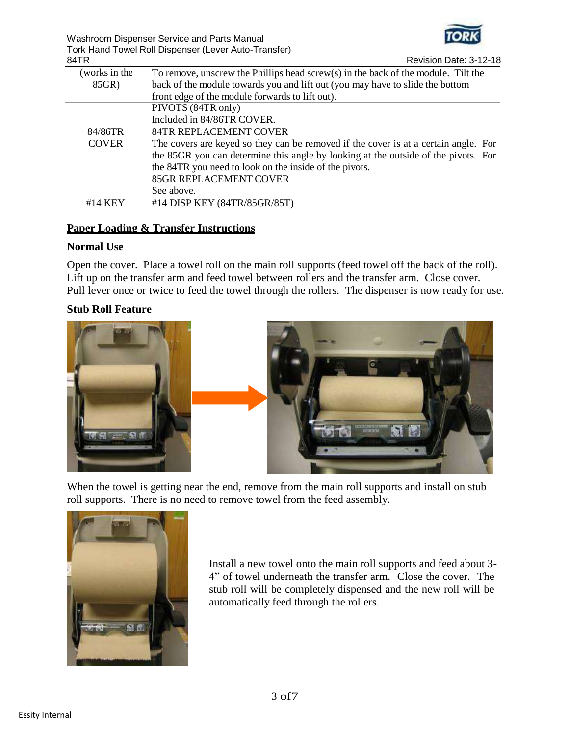| | |
|---|---|
| (works in the 85GR) | To remove, unscrew the Phillips head screw(s) in the back of the module. Tilt the back of the module towards you and lift out (you may have to slide the bottom front edge of the module forwards to lift out). |
| | PIVOTS (84TR only)<br>Included in 84/86TR COVER. |
| 84/86TR COVER | 84TR REPLACEMENT COVER<br>The covers are keyed so they can be removed if the cover is at a certain angle. For the 85GR you can determine this angle by looking at the outside of the pivots. For the 84TR you need to look on the inside of the pivots. |
| | 85GR REPLACEMENT COVER<br>See above. |
| #14 KEY | #14 DISP KEY (84TR/85GR/85T) |

## Paper Loading & Transfer Instructions

### Normal Use

Open the cover. Place a towel roll on the main roll supports (feed towel off the back of the roll). Lift up on the transfer arm and feed towel between rollers and the transfer arm. Close cover. Pull lever once or twice to feed the towel through the rollers. The dispenser is now ready for use.

### Stub Roll Feature

When the towel is getting near the end, remove from the main roll supports and install on stub roll supports. There is no need to remove towel from the feed assembly.

Install a new towel onto the main roll supports and feed about 3-4" of towel underneath the transfer arm. Close the cover. The stub roll will be completely dispensed and the new roll will be automatically feed through the rollers.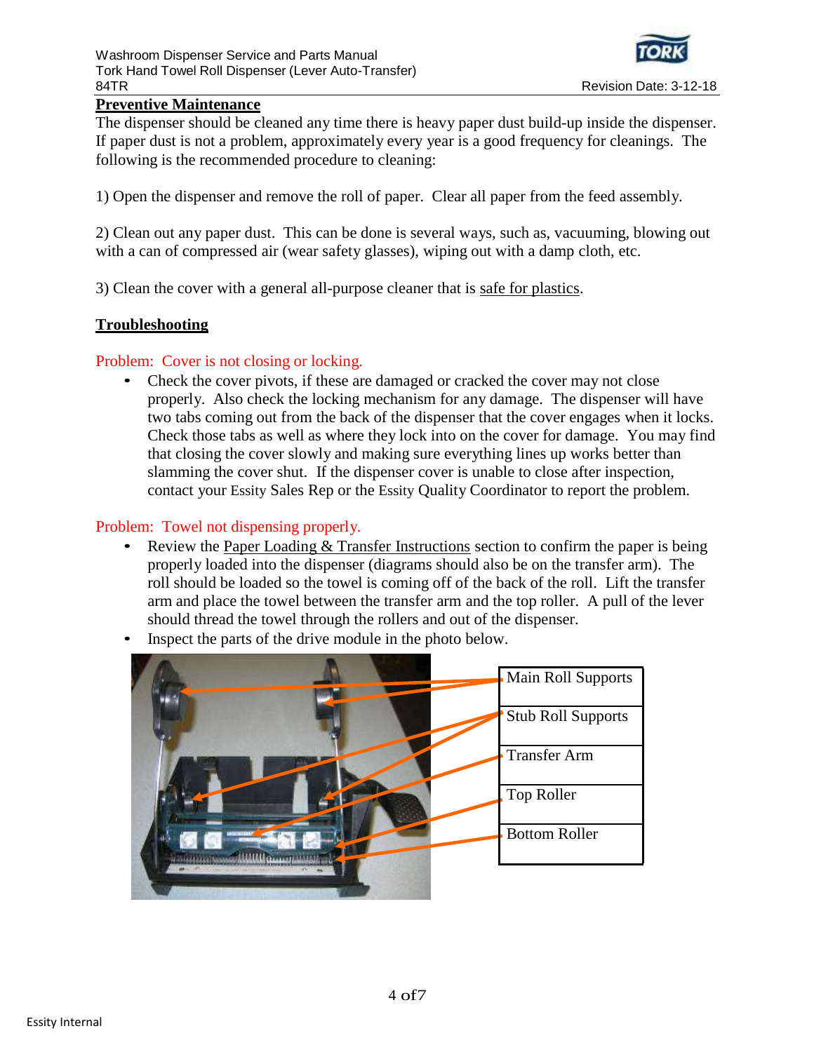## Preventive Maintenance

The dispenser should be cleaned any time there is heavy paper dust build-up inside the dispenser. If paper dust is not a problem, approximately every year is a good frequency for cleanings. The following is the recommended procedure to cleaning:

1) Open the dispenser and remove the roll of paper. Clear all paper from the feed assembly.

2) Clean out any paper dust. This can be done is several ways, such as, vacuuming, blowing out with a can of compressed air (wear safety glasses), wiping out with a damp cloth, etc.

3) Clean the cover with a general all-purpose cleaner that is safe for plastics.

## Troubleshooting

Problem: Cover is not closing or locking.

- Check the cover pivots, if these are damaged or cracked the cover may not close properly. Also check the locking mechanism for any damage. The dispenser will have two tabs coming out from the back of the dispenser that the cover engages when it locks. Check those tabs as well as where they lock into on the cover for damage. You may find that closing the cover slowly and making sure everything lines up works better than slamming the cover shut. If the dispenser cover is unable to close after inspection, contact your Essity Sales Rep or the Essity Quality Coordinator to report the problem.

Problem: Towel not dispensing properly.

- Review the Paper Loading & Transfer Instructions section to confirm the paper is being properly loaded into the dispenser (diagrams should also be on the transfer arm). The roll should be loaded so the towel is coming off of the back of the roll. Lift the transfer arm and place the towel between the transfer arm and the top roller. A pull of the lever should thread the towel through the rollers and out of the dispenser.
- Inspect the parts of the drive module in the photo below.

Main Roll Supports
Stub Roll Supports
Transfer Arm
Top Roller
Bottom Roller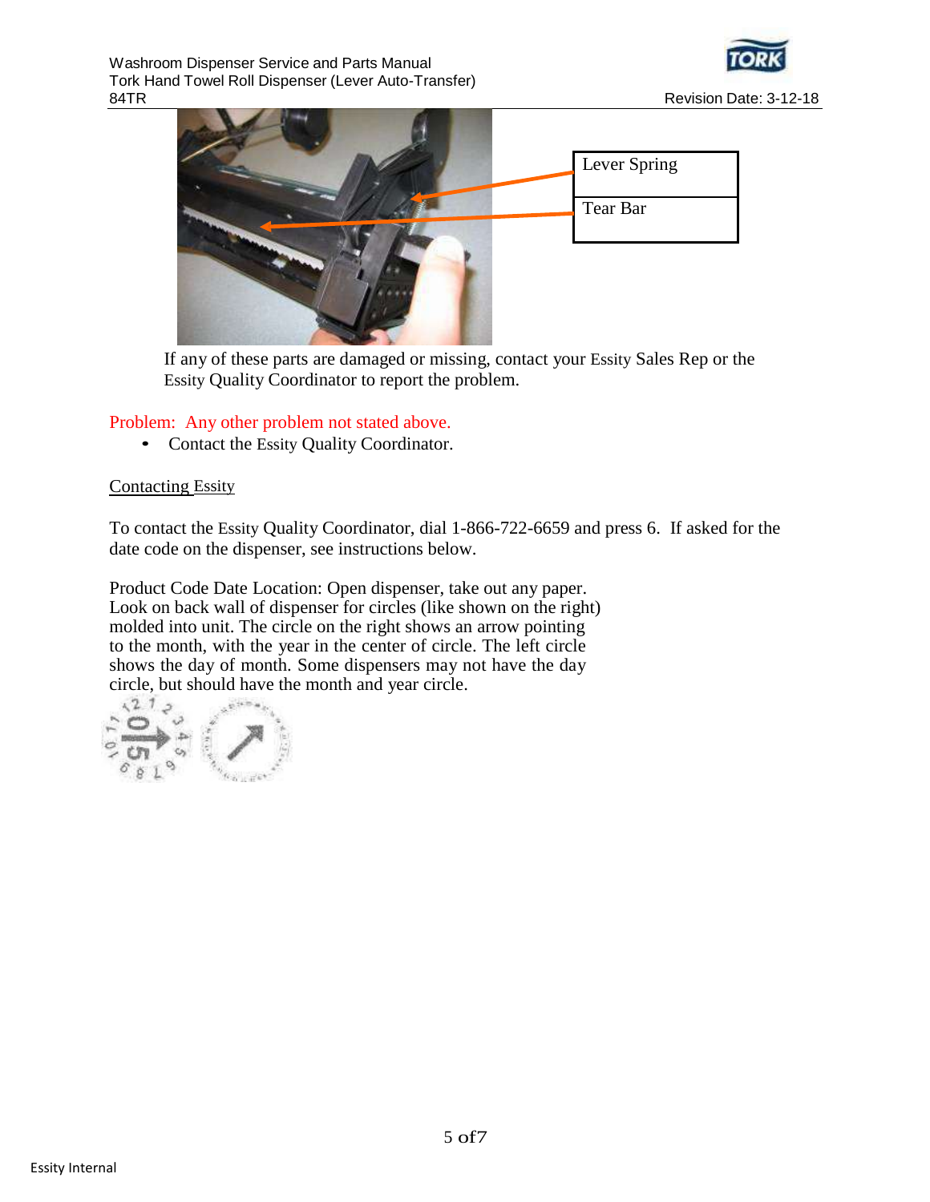Lever Spring

Tear Bar

If any of these parts are damaged or missing, contact your Essity Sales Rep or the Essity Quality Coordinator to report the problem.

Problem: Any other problem not stated above.

- Contact the Essity Quality Coordinator.

Contacting Essity

To contact the Essity Quality Coordinator, dial 1-866-722-6659 and press 6. If asked for the date code on the dispenser, see instructions below.

Product Code Date Location: Open dispenser, take out any paper. Look on back wall of dispenser for circles (like shown on the right) molded into unit. The circle on the right shows an arrow pointing to the month, with the year in the center of circle. The left circle shows the day of month. Some dispensers may not have the day circle, but should have the month and year circle.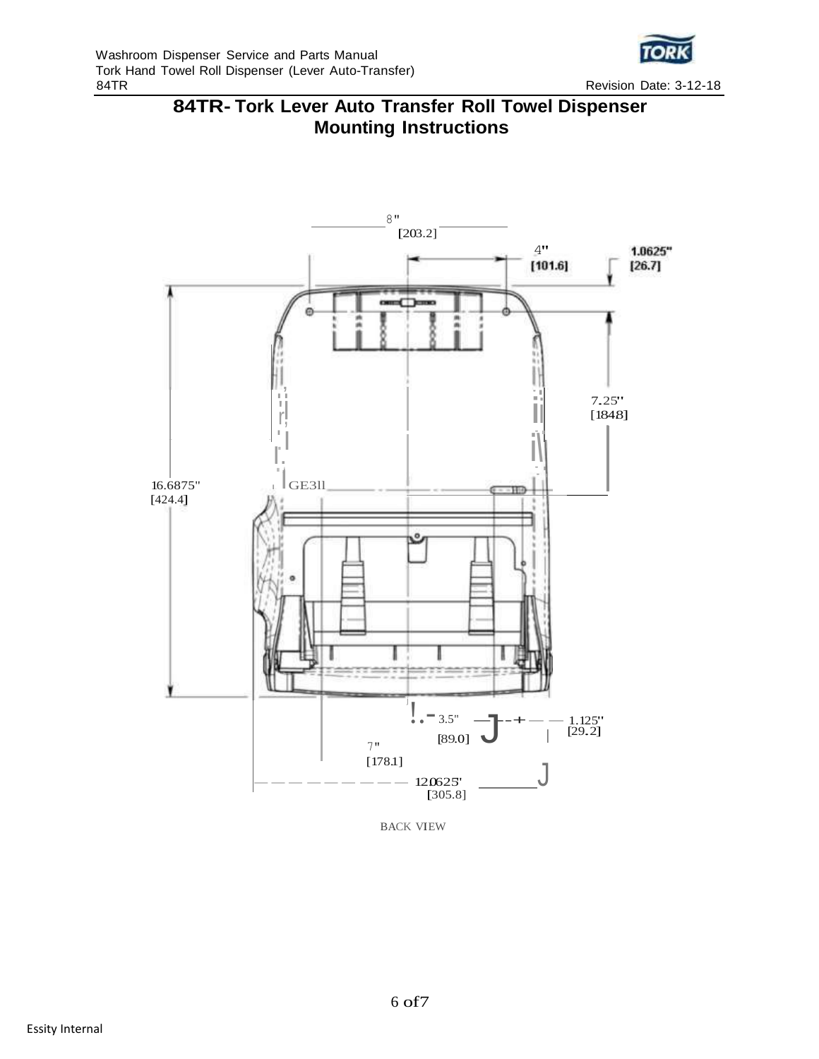# 84TR- Tork Lever Auto Transfer Roll Towel Dispenser Mounting Instructions

8" [203.2]

4" [101.6]

1.0625" [26.7]

7.25" [184.8]

16.6875" [424.4]

3.5" [89.0]

1.125" [29.2]

7" [178.1]

12.0625" [305.8]

BACK VIEW

Essity Internal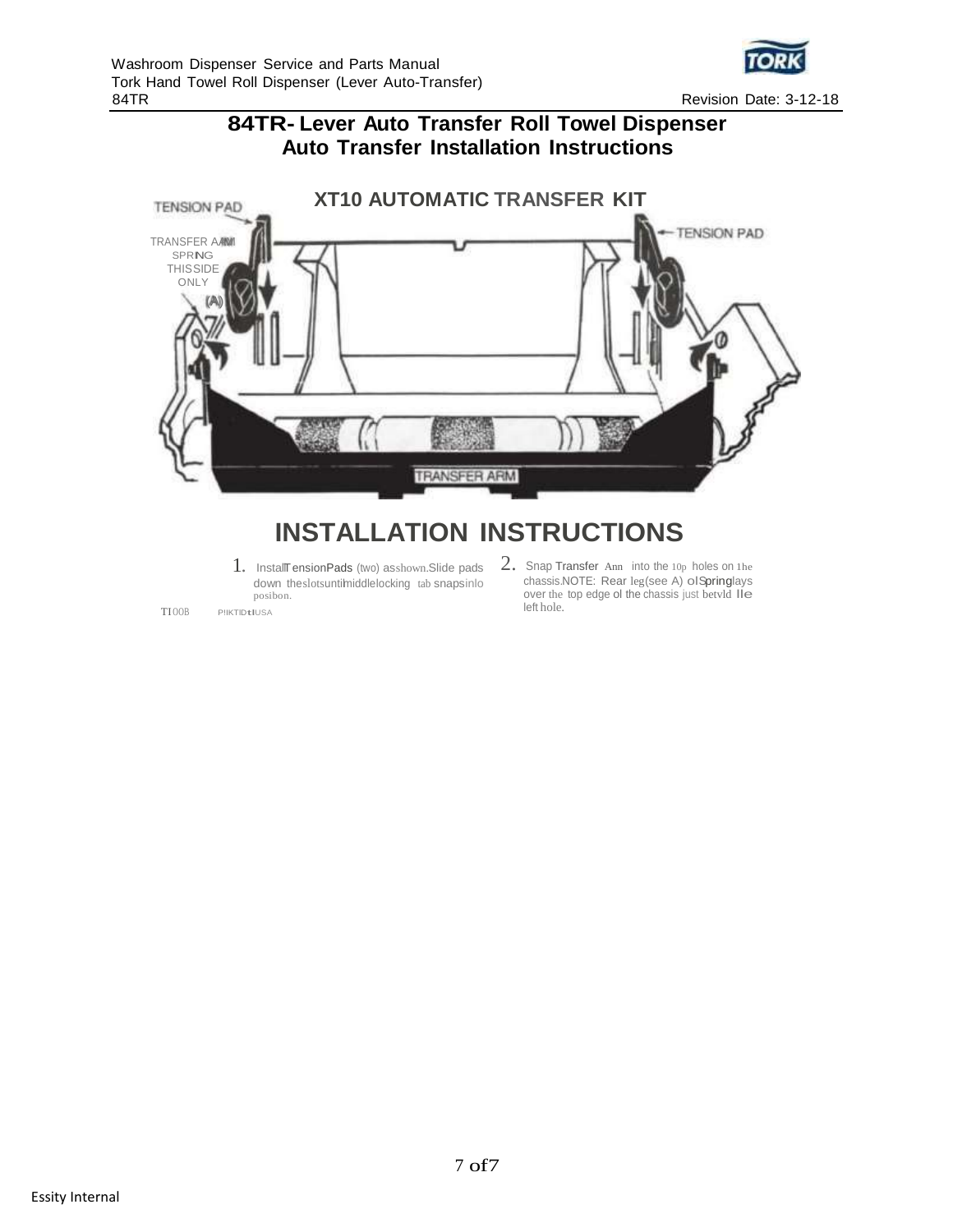# 84TR- Lever Auto Transfer Roll Towel Dispenser
## Auto Transfer Installation Instructions

XT10 AUTOMATIC TRANSFER KIT

TENSION PAD

TRANSFER ARM SPRING THIS SIDE ONLY

(A)

TENSION PAD

TRANSFER ARM

# INSTALLATION INSTRUCTIONS

1. Install Tension Pads (two) as shown. Slide pads down the slots until middle locking tab snaps into position.

2. Snap Transfer Arm into the top holes on the chassis. NOTE: Rear leg (see A) of Spring lays over the top edge of the chassis just behind the left hole.

TI00B PRINTED IN USA